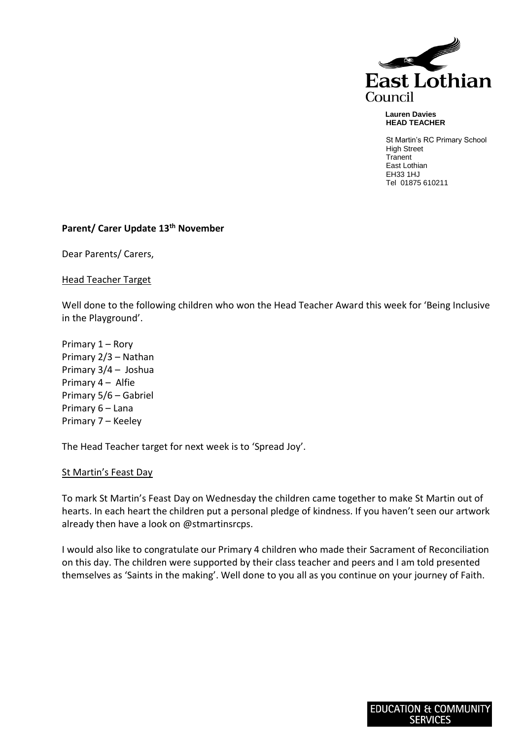East Lothian Council

**Lauren Davies**
**HEAD TEACHER**

St Martin's RC Primary School
High Street
Tranent
East Lothian
EH33 1HJ
Tel 01875 610211

**Parent/ Carer Update 13th November**

Dear Parents/ Carers,

## Head Teacher Target

Well done to the following children who won the Head Teacher Award this week for 'Being Inclusive in the Playground'.

Primary 1 – Rory
Primary 2/3 – Nathan
Primary 3/4 – Joshua
Primary 4 – Alfie
Primary 5/6 – Gabriel
Primary 6 – Lana
Primary 7 – Keeley

The Head Teacher target for next week is to 'Spread Joy'.

## St Martin's Feast Day

To mark St Martin's Feast Day on Wednesday the children came together to make St Martin out of hearts. In each heart the children put a personal pledge of kindness. If you haven't seen our artwork already then have a look on @stmartinsrcps.

I would also like to congratulate our Primary 4 children who made their Sacrament of Reconciliation on this day. The children were supported by their class teacher and peers and I am told presented themselves as 'Saints in the making'. Well done to you all as you continue on your journey of Faith.

EDUCATION & COMMUNITY SERVICES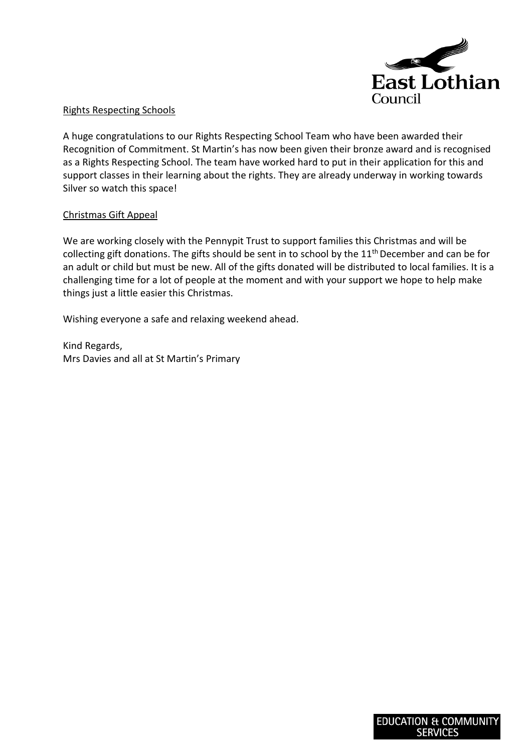Rights Respecting Schools

A huge congratulations to our Rights Respecting School Team who have been awarded their Recognition of Commitment. St Martin's has now been given their bronze award and is recognised as a Rights Respecting School. The team have worked hard to put in their application for this and support classes in their learning about the rights. They are already underway in working towards Silver so watch this space!

Christmas Gift Appeal

We are working closely with the Pennypit Trust to support families this Christmas and will be collecting gift donations. The gifts should be sent in to school by the 11th December and can be for an adult or child but must be new. All of the gifts donated will be distributed to local families. It is a challenging time for a lot of people at the moment and with your support we hope to help make things just a little easier this Christmas.

Wishing everyone a safe and relaxing weekend ahead.

Kind Regards,
Mrs Davies and all at St Martin's Primary